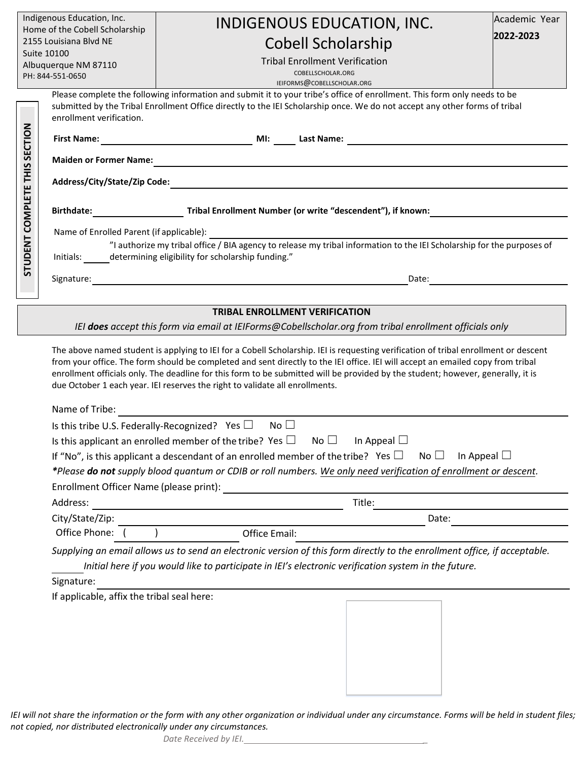Indigenous Education, Inc.
Home of the Cobell Scholarship
2155 Louisiana Blvd NE
Suite 10100
Albuquerque NM 87110
PH: 844-551-0650

# INDIGENOUS EDUCATION, INC.
## Cobell Scholarship

Tribal Enrollment Verification

COBELLSCHOLAR.ORG
IEIFORMS@COBELLSCHOLAR.ORG

Academic Year
**2022-2023**

**STUDENT COMPLETE THIS SECTION**

Please complete the following information and submit it to your tribe's office of enrollment. This form only needs to be submitted by the Tribal Enrollment Office directly to the IEI Scholarship once. We do not accept any other forms of tribal enrollment verification.

**First Name:** ______________________ **MI:** ____ **Last Name:** ______________________

**Maiden or Former Name:** ______________________

**Address/City/State/Zip Code:** ______________________

**Birthdate:** ______________ **Tribal Enrollment Number (or write "descendent"), if known:** ______________

Name of Enrolled Parent (if applicable): ______________________

Initials: _____ "I authorize my tribal office / BIA agency to release my tribal information to the IEI Scholarship for the purposes of determining eligibility for scholarship funding."

Signature: ______________________ Date: ______________

## TRIBAL ENROLLMENT VERIFICATION

*IEI **does** accept this form via email at IEIForms@Cobellscholar.org from tribal enrollment officials only*

The above named student is applying to IEI for a Cobell Scholarship. IEI is requesting verification of tribal enrollment or descent from your office. The form should be completed and sent directly to the IEI office. IEI will accept an emailed copy from tribal enrollment officials only. The deadline for this form to be submitted will be provided by the student; however, generally, it is due October 1 each year. IEI reserves the right to validate all enrollments.

Name of Tribe: ______________________

Is this tribe U.S. Federally-Recognized? Yes ☐ No ☐

Is this applicant an enrolled member of the tribe? Yes ☐ No ☐ In Appeal ☐

If "No", is this applicant a descendant of an enrolled member of the tribe? Yes ☐ No ☐ In Appeal ☐

****Please** **do not** supply blood quantum or CDIB or roll numbers. We only need verification of enrollment or descent.*

Enrollment Officer Name (please print): ______________________

Address: ______________________ Title: ______________________

City/State/Zip: ______________________ Date: ______________

Office Phone: ( ) ______________ Office Email: ______________________

*Supplying an email allows us to send an electronic version of this form directly to the enrollment office, if acceptable.*

_____ *Initial here if you would like to participate in IEI's electronic verification system in the future.*

Signature: ______________________

If applicable, affix the tribal seal here:

*IEI will not share the information or the form with any other organization or individual under any circumstance. Forms will be held in student files; not copied, nor distributed electronically under any circumstances.*

*Date Received by IEI.* ______________________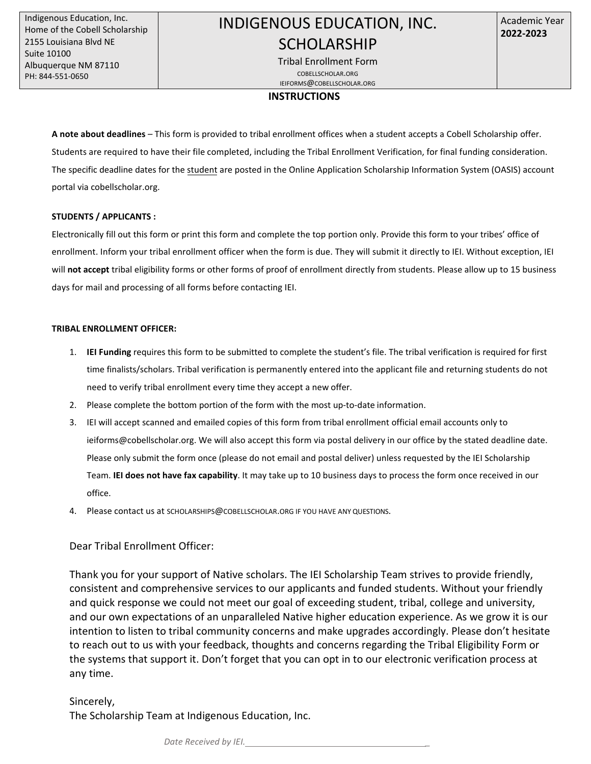| Indigenous Education, Inc.<br>Home of the Cobell Scholarship<br>2155 Louisiana Blvd NE<br>Suite 10100<br>Albuquerque NM 87110<br>PH: 844-551-0650 | INDIGENOUS EDUCATION, INC. SCHOLARSHIP<br>Tribal Enrollment Form<br>COBELLSCHOLAR.ORG<br>IEIFORMS@COBELLSCHOLAR.ORG | Academic Year<br>**2022-2023** |
|---|---|---|

## INSTRUCTIONS

**A note about deadlines** – This form is provided to tribal enrollment offices when a student accepts a Cobell Scholarship offer. Students are required to have their file completed, including the Tribal Enrollment Verification, for final funding consideration. The specific deadline dates for the student are posted in the Online Application Scholarship Information System (OASIS) account portal via cobellscholar.org.

**STUDENTS / APPLICANTS :**

Electronically fill out this form or print this form and complete the top portion only. Provide this form to your tribes' office of enrollment. Inform your tribal enrollment officer when the form is due. They will submit it directly to IEI. Without exception, IEI will **not accept** tribal eligibility forms or other forms of proof of enrollment directly from students. Please allow up to 15 business days for mail and processing of all forms before contacting IEI.

**TRIBAL ENROLLMENT OFFICER:**

1. **IEI Funding** requires this form to be submitted to complete the student's file. The tribal verification is required for first time finalists/scholars. Tribal verification is permanently entered into the applicant file and returning students do not need to verify tribal enrollment every time they accept a new offer.
2. Please complete the bottom portion of the form with the most up-to-date information.
3. IEI will accept scanned and emailed copies of this form from tribal enrollment official email accounts only to ieiforms@cobellscholar.org. We will also accept this form via postal delivery in our office by the stated deadline date. Please only submit the form once (please do not email and postal deliver) unless requested by the IEI Scholarship Team. **IEI does not have fax capability**. It may take up to 10 business days to process the form once received in our office.
4. Please contact us at SCHOLARSHIPS@COBELLSCHOLAR.ORG IF YOU HAVE ANY QUESTIONS.

Dear Tribal Enrollment Officer:

Thank you for your support of Native scholars. The IEI Scholarship Team strives to provide friendly, consistent and comprehensive services to our applicants and funded students. Without your friendly and quick response we could not meet our goal of exceeding student, tribal, college and university, and our own expectations of an unparalleled Native higher education experience. As we grow it is our intention to listen to tribal community concerns and make upgrades accordingly. Please don't hesitate to reach out to us with your feedback, thoughts and concerns regarding the Tribal Eligibility Form or the systems that support it. Don't forget that you can opt in to our electronic verification process at any time.

Sincerely,
The Scholarship Team at Indigenous Education, Inc.

*Date Received by IEI.*\_\_\_\_\_\_\_\_\_\_\_\_\_\_\_\_\_\_\_\_\_\_\_\_\_\_\_\_\_\_\_\_\_\_\_\_